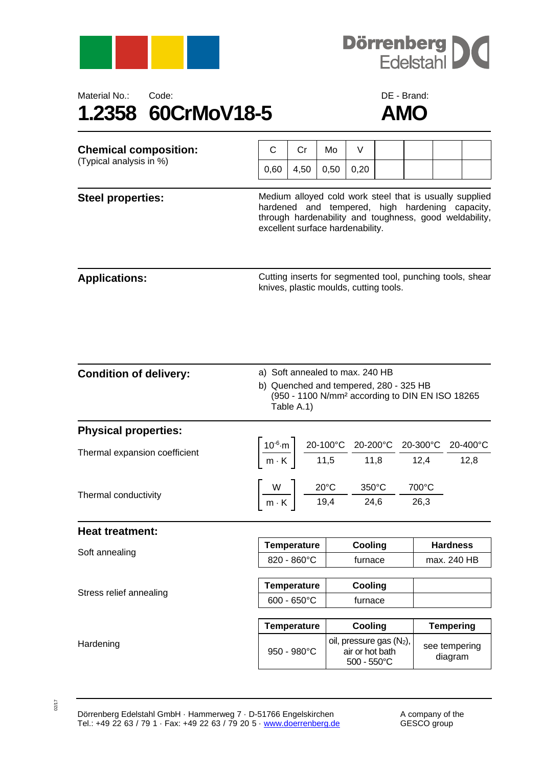Dörrenberg Edelstahl

Material No.: 1.2358

Code: 60CrMoV18-5

DE - Brand: AMO

## Chemical composition:

(Typical analysis in %)

| C | Cr | Mo | V | | | | |
|---|---|---|---|---|---|---|---|
| 0,60 | 4,50 | 0,50 | 0,20 | | | | |

## Steel properties:

Medium alloyed cold work steel that is usually supplied hardened and tempered, high hardening capacity, through hardenability and toughness, good weldability, excellent surface hardenability.

## Applications:

Cutting inserts for segmented tool, punching tools, shear knives, plastic moulds, cutting tools.

## Condition of delivery:

a) Soft annealed to max. 240 HB

b) Quenched and tempered, 280 - 325 HB (950 - 1100 N/mm² according to DIN EN ISO 18265 Table A.1)

## Physical properties:

Thermal expansion coefficient

| $\left[\frac{10^{-6} \cdot m}{m \cdot K}\right]$ | 20-100°C | 20-200°C | 20-300°C | 20-400°C |
|---|---|---|---|---|
| | 11,5 | 11,8 | 12,4 | 12,8 |

Thermal conductivity

| $\left[\frac{W}{m \cdot K}\right]$ | 20°C | 350°C | 700°C |
|---|---|---|---|
| | 19,4 | 24,6 | 26,3 |

## Heat treatment:

Soft annealing

| Temperature | Cooling | Hardness |
|---|---|---|
| 820 - 860°C | furnace | max. 240 HB |

Stress relief annealing

| Temperature | Cooling | |
|---|---|---|
| 600 - 650°C | furnace | |

Hardening

| Temperature | Cooling | Tempering |
|---|---|---|
| 950 - 980°C | oil, pressure gas ($N_2$), air or hot bath 500 - 550°C | see tempering diagram |

Dörrenberg Edelstahl GmbH · Hammerweg 7 · D-51766 Engelskirchen
Tel.: +49 22 63 / 79 1 · Fax: +49 22 63 / 79 20 5 · www.doerrenberg.de

A company of the GESCO group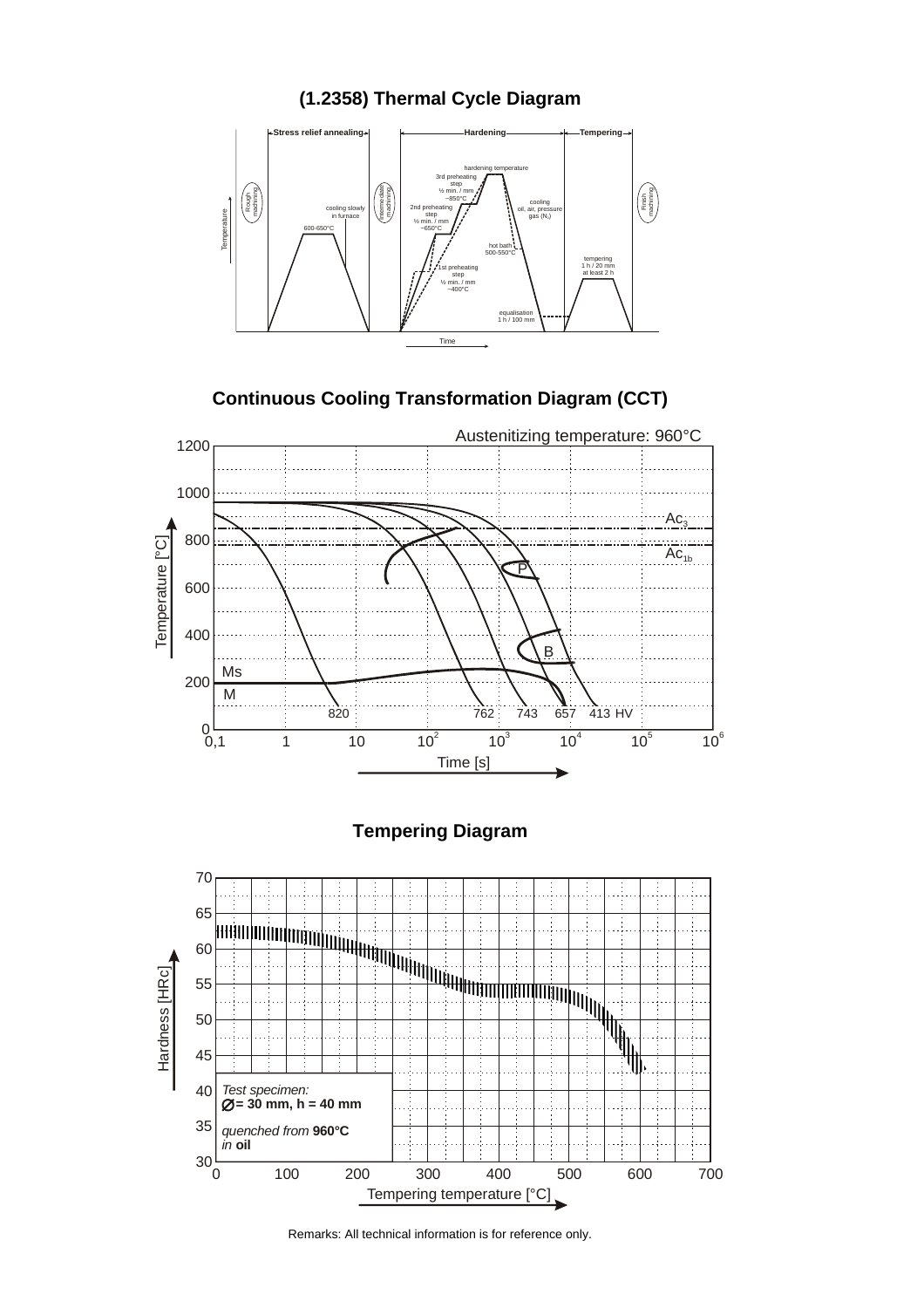## (1.2358) Thermal Cycle Diagram

Stress relief annealing
Hardening
Tempering

Temperature
Time

Rough machining
600-650°C
cooling slowly in furnace
Intermediate machining
1st preheating step
½ min. / mm
~400°C
2nd preheating step
½ min. / mm
~650°C
3rd preheating step
½ min. / mm
~850°C
hardening temperature
cooling
oil, air, pressure gas ($N_2$)
hot bath
500-550°C
equalisation
1 h / 100 mm
tempering
1 h / 20 mm
at least 2 h
Finish machining

## Continuous Cooling Transformation Diagram (CCT)

Austenitizing temperature: 960°C

Temperature [°C]
1200
1000
800
600
400
200
0

$Ac_3$
$Ac_{1b}$
P
B
Ms
M

820
762
743
657
413 HV

0,1
1
10
$10^2$
$10^3$
$10^4$
$10^5$
$10^6$
Time [s]

## Tempering Diagram

Hardness [HRc]
70
65
60
55
50
45
40
35
30

*Test specimen:*
**∅ = 30 mm, h = 40 mm**

*quenched from* **960°C**
*in* **oil**

0
100
200
300
400
500
600
700
Tempering temperature [°C]

Remarks: All technical information is for reference only.